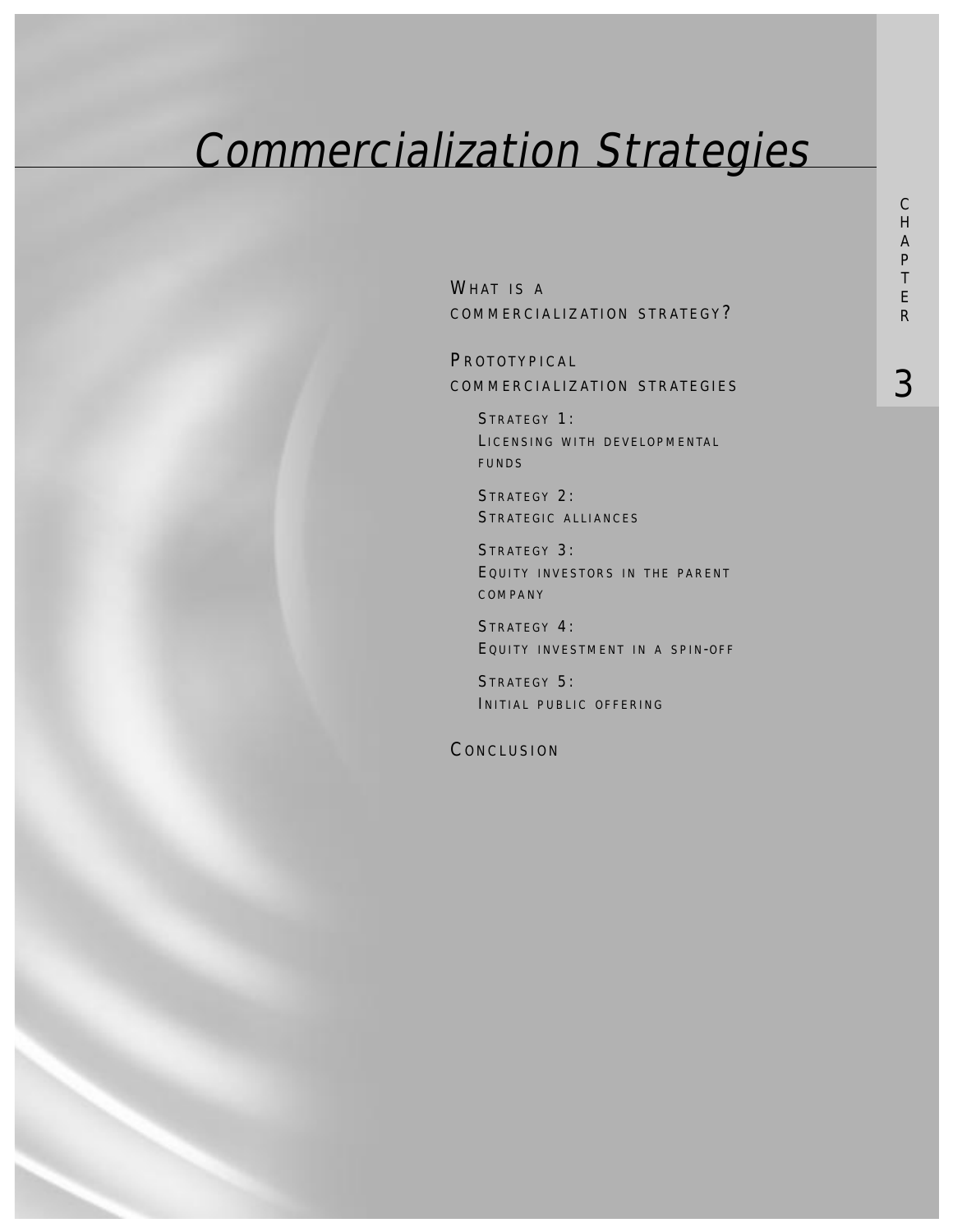# Commercialization Strategies

CHAPTER 3

WHAT IS A COMMERCIALIZATION STRATEGY?

PROTOTYPICAL COMMERCIALIZATION STRATEGIES

- STRATEGY 1: LICENSING WITH DEVELOPMENTAL FUNDS
- STRATEGY 2: STRATEGIC ALLIANCES
- STRATEGY 3: EQUITY INVESTORS IN THE PARENT COMPANY
- STRATEGY 4: EQUITY INVESTMENT IN A SPIN-OFF
- STRATEGY 5: INITIAL PUBLIC OFFERING

CONCLUSION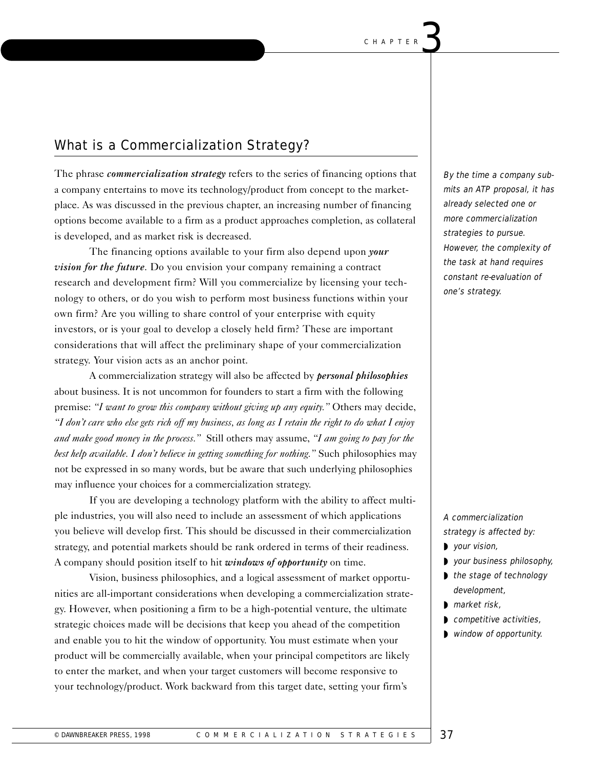# What is a Commercialization Strategy?

The phrase ***commercialization strategy*** refers to the series of financing options that a company entertains to move its technology/product from concept to the marketplace. As was discussed in the previous chapter, an increasing number of financing options become available to a firm as a product approaches completion, as collateral is developed, and as market risk is decreased.

*By the time a company submits an ATP proposal, it has already selected one or more commercialization strategies to pursue. However, the complexity of the task at hand requires constant re-evaluation of one's strategy.*

The financing options available to your firm also depend upon ***your vision for the future***. Do you envision your company remaining a contract research and development firm? Will you commercialize by licensing your technology to others, or do you wish to perform most business functions within your own firm? Are you willing to share control of your enterprise with equity investors, or is your goal to develop a closely held firm? These are important considerations that will affect the preliminary shape of your commercialization strategy. Your vision acts as an anchor point.

A commercialization strategy will also be affected by ***personal philosophies*** about business. It is not uncommon for founders to start a firm with the following premise: *"I want to grow this company without giving up any equity."* Others may decide, *"I don't care who else gets rich off my business, as long as I retain the right to do what I enjoy and make good money in the process."* Still others may assume, *"I am going to pay for the best help available. I don't believe in getting something for nothing."* Such philosophies may not be expressed in so many words, but be aware that such underlying philosophies may influence your choices for a commercialization strategy.

If you are developing a technology platform with the ability to affect multiple industries, you will also need to include an assessment of which applications you believe will develop first. This should be discussed in their commercialization strategy, and potential markets should be rank ordered in terms of their readiness. A company should position itself to hit ***windows of opportunity*** on time.

*A commercialization strategy is affected by:*

- *your vision,*
- *your business philosophy,*
- *the stage of technology development,*
- *market risk,*
- *competitive activities,*
- *window of opportunity.*

Vision, business philosophies, and a logical assessment of market opportunities are all-important considerations when developing a commercialization strategy. However, when positioning a firm to be a high-potential venture, the ultimate strategic choices made will be decisions that keep you ahead of the competition and enable you to hit the window of opportunity. You must estimate when your product will be commercially available, when your principal competitors are likely to enter the market, and when your target customers will become responsive to your technology/product. Work backward from this target date, setting your firm's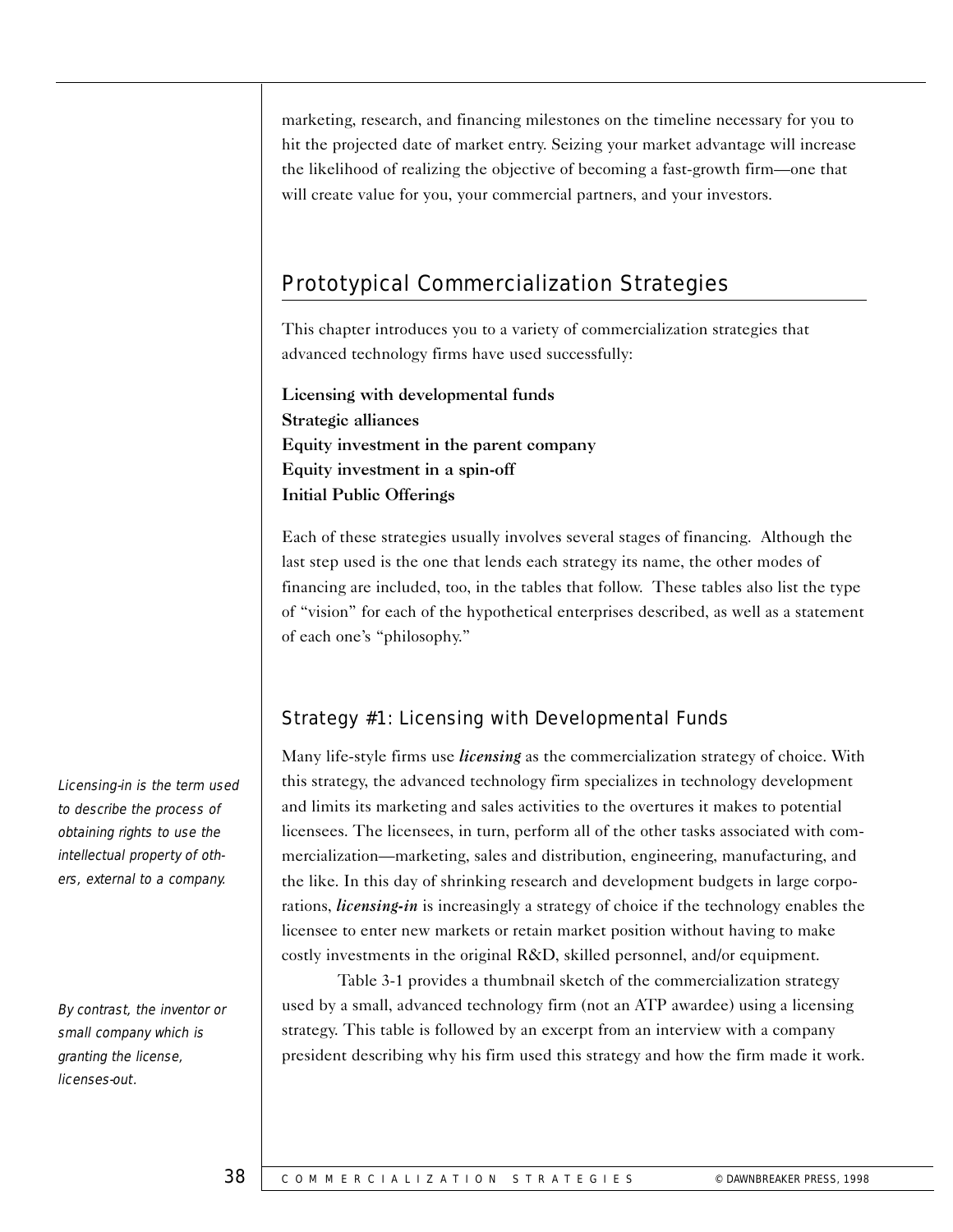marketing, research, and financing milestones on the timeline necessary for you to hit the projected date of market entry. Seizing your market advantage will increase the likelihood of realizing the objective of becoming a fast-growth firm—one that will create value for you, your commercial partners, and your investors.

## Prototypical Commercialization Strategies

This chapter introduces you to a variety of commercialization strategies that advanced technology firms have used successfully:

**Licensing with developmental funds**
**Strategic alliances**
**Equity investment in the parent company**
**Equity investment in a spin-off**
**Initial Public Offerings**

Each of these strategies usually involves several stages of financing. Although the last step used is the one that lends each strategy its name, the other modes of financing are included, too, in the tables that follow. These tables also list the type of "vision" for each of the hypothetical enterprises described, as well as a statement of each one's "philosophy."

### Strategy #1: Licensing with Developmental Funds

Many life-style firms use ***licensing*** as the commercialization strategy of choice. With this strategy, the advanced technology firm specializes in technology development and limits its marketing and sales activities to the overtures it makes to potential licensees. The licensees, in turn, perform all of the other tasks associated with commercialization—marketing, sales and distribution, engineering, manufacturing, and the like. In this day of shrinking research and development budgets in large corporations, ***licensing-in*** is increasingly a strategy of choice if the technology enables the licensee to enter new markets or retain market position without having to make costly investments in the original R&D, skilled personnel, and/or equipment.

*Licensing-in is the term used to describe the process of obtaining rights to use the intellectual property of others, external to a company.*

*By contrast, the inventor or small company which is granting the license, licenses-out.*

Table 3-1 provides a thumbnail sketch of the commercialization strategy used by a small, advanced technology firm (not an ATP awardee) using a licensing strategy. This table is followed by an excerpt from an interview with a company president describing why his firm used this strategy and how the firm made it work.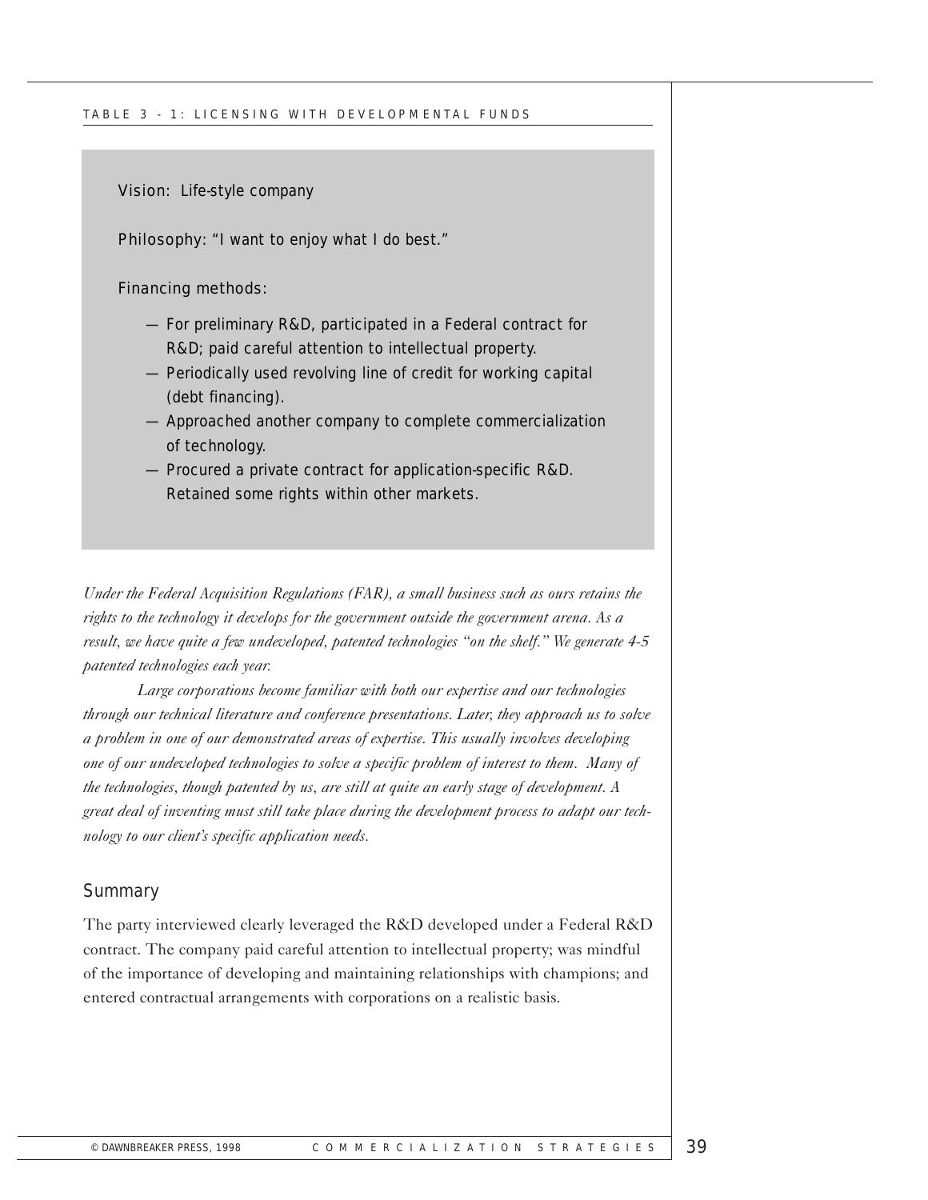TABLE 3 - 1: LICENSING WITH DEVELOPMENTAL FUNDS

Vision: Life-style company

Philosophy: "I want to enjoy what I do best."

Financing methods:

- For preliminary R&D, participated in a Federal contract for R&D; paid careful attention to intellectual property.
- Periodically used revolving line of credit for working capital (debt financing).
- Approached another company to complete commercialization of technology.
- Procured a private contract for application-specific R&D. Retained some rights within other markets.

*Under the Federal Acquisition Regulations (FAR), a small business such as ours retains the rights to the technology it develops for the government outside the government arena. As a result, we have quite a few undeveloped, patented technologies "on the shelf." We generate 4-5 patented technologies each year.*

*Large corporations become familiar with both our expertise and our technologies through our technical literature and conference presentations. Later, they approach us to solve a problem in one of our demonstrated areas of expertise. This usually involves developing one of our undeveloped technologies to solve a specific problem of interest to them. Many of the technologies, though patented by us, are still at quite an early stage of development. A great deal of inventing must still take place during the development process to adapt our technology to our client's specific application needs.*

## Summary

The party interviewed clearly leveraged the R&D developed under a Federal R&D contract. The company paid careful attention to intellectual property; was mindful of the importance of developing and maintaining relationships with champions; and entered contractual arrangements with corporations on a realistic basis.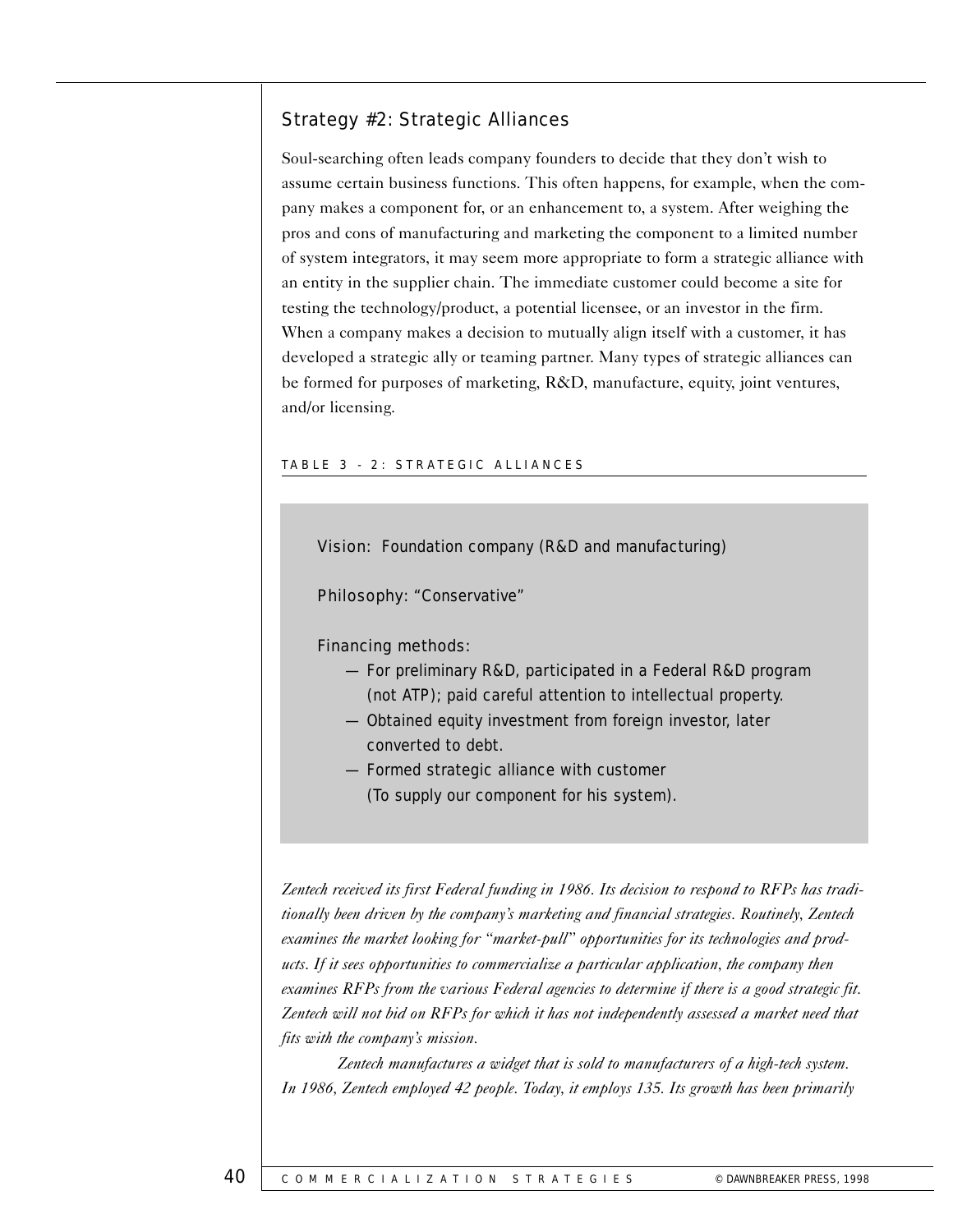## Strategy #2: Strategic Alliances

Soul-searching often leads company founders to decide that they don't wish to assume certain business functions. This often happens, for example, when the company makes a component for, or an enhancement to, a system. After weighing the pros and cons of manufacturing and marketing the component to a limited number of system integrators, it may seem more appropriate to form a strategic alliance with an entity in the supplier chain. The immediate customer could become a site for testing the technology/product, a potential licensee, or an investor in the firm. When a company makes a decision to mutually align itself with a customer, it has developed a strategic ally or teaming partner. Many types of strategic alliances can be formed for purposes of marketing, R&D, manufacture, equity, joint ventures, and/or licensing.

TABLE 3 - 2: STRATEGIC ALLIANCES

Vision: Foundation company (R&D and manufacturing)

Philosophy: "Conservative"

Financing methods:

- — For preliminary R&D, participated in a Federal R&D program (not ATP); paid careful attention to intellectual property.
- — Obtained equity investment from foreign investor, later converted to debt.
- — Formed strategic alliance with customer (To supply our component for his system).

*Zentech received its first Federal funding in 1986. Its decision to respond to RFPs has traditionally been driven by the company's marketing and financial strategies. Routinely, Zentech examines the market looking for "market-pull" opportunities for its technologies and products. If it sees opportunities to commercialize a particular application, the company then examines RFPs from the various Federal agencies to determine if there is a good strategic fit. Zentech will not bid on RFPs for which it has not independently assessed a market need that fits with the company's mission.*

*Zentech manufactures a widget that is sold to manufacturers of a high-tech system. In 1986, Zentech employed 42 people. Today, it employs 135. Its growth has been primarily*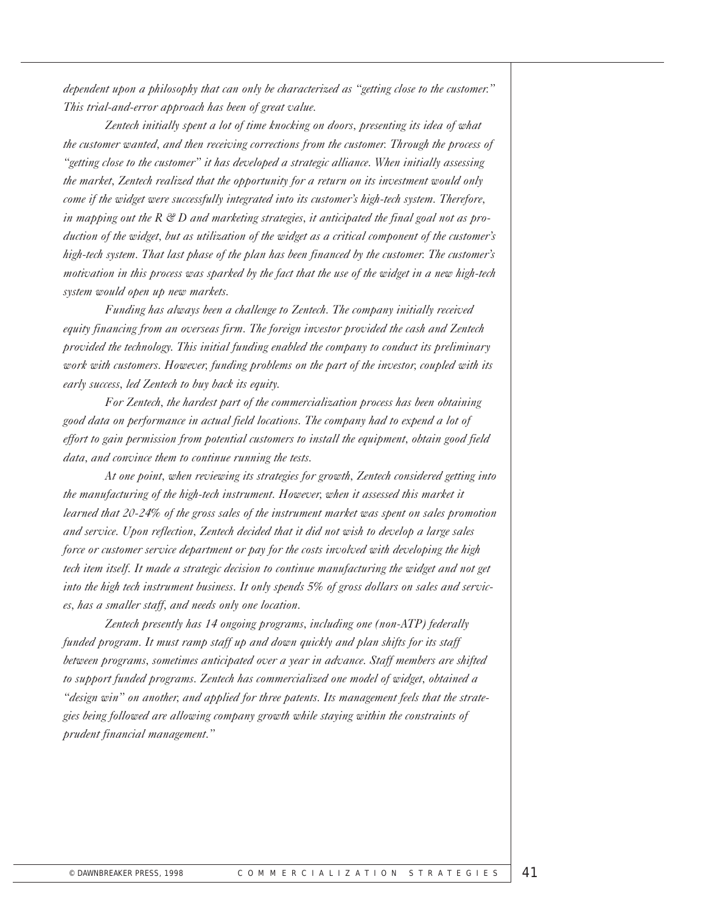*dependent upon a philosophy that can only be characterized as "getting close to the customer." This trial-and-error approach has been of great value.*

*Zentech initially spent a lot of time knocking on doors, presenting its idea of what the customer wanted, and then receiving corrections from the customer. Through the process of "getting close to the customer" it has developed a strategic alliance. When initially assessing the market, Zentech realized that the opportunity for a return on its investment would only come if the widget were successfully integrated into its customer's high-tech system. Therefore, in mapping out the R & D and marketing strategies, it anticipated the final goal not as production of the widget, but as utilization of the widget as a critical component of the customer's high-tech system. That last phase of the plan has been financed by the customer. The customer's motivation in this process was sparked by the fact that the use of the widget in a new high-tech system would open up new markets.*

*Funding has always been a challenge to Zentech. The company initially received equity financing from an overseas firm. The foreign investor provided the cash and Zentech provided the technology. This initial funding enabled the company to conduct its preliminary work with customers. However, funding problems on the part of the investor, coupled with its early success, led Zentech to buy back its equity.*

*For Zentech, the hardest part of the commercialization process has been obtaining good data on performance in actual field locations. The company had to expend a lot of effort to gain permission from potential customers to install the equipment, obtain good field data, and convince them to continue running the tests.*

*At one point, when reviewing its strategies for growth, Zentech considered getting into the manufacturing of the high-tech instrument. However, when it assessed this market it learned that 20-24% of the gross sales of the instrument market was spent on sales promotion and service. Upon reflection, Zentech decided that it did not wish to develop a large sales force or customer service department or pay for the costs involved with developing the high tech item itself. It made a strategic decision to continue manufacturing the widget and not get into the high tech instrument business. It only spends 5% of gross dollars on sales and services, has a smaller staff, and needs only one location.*

*Zentech presently has 14 ongoing programs, including one (non-ATP) federally funded program. It must ramp staff up and down quickly and plan shifts for its staff between programs, sometimes anticipated over a year in advance. Staff members are shifted to support funded programs. Zentech has commercialized one model of widget, obtained a "design win" on another, and applied for three patents. Its management feels that the strategies being followed are allowing company growth while staying within the constraints of prudent financial management."*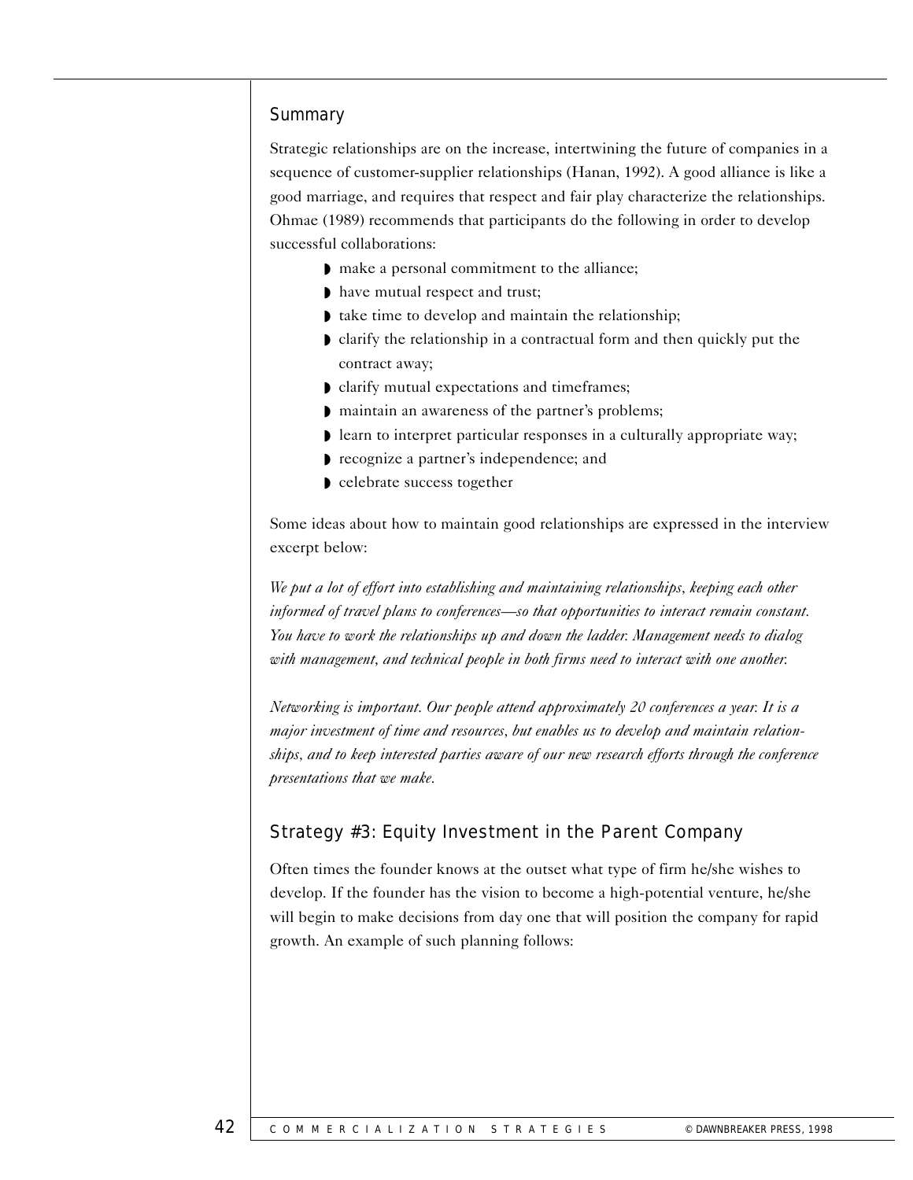## Summary

Strategic relationships are on the increase, intertwining the future of companies in a sequence of customer-supplier relationships (Hanan, 1992). A good alliance is like a good marriage, and requires that respect and fair play characterize the relationships. Ohmae (1989) recommends that participants do the following in order to develop successful collaborations:

- make a personal commitment to the alliance;
- have mutual respect and trust;
- take time to develop and maintain the relationship;
- clarify the relationship in a contractual form and then quickly put the contract away;
- clarify mutual expectations and timeframes;
- maintain an awareness of the partner's problems;
- learn to interpret particular responses in a culturally appropriate way;
- recognize a partner's independence; and
- celebrate success together

Some ideas about how to maintain good relationships are expressed in the interview excerpt below:

*We put a lot of effort into establishing and maintaining relationships, keeping each other informed of travel plans to conferences—so that opportunities to interact remain constant. You have to work the relationships up and down the ladder. Management needs to dialog with management, and technical people in both firms need to interact with one another.*

*Networking is important. Our people attend approximately 20 conferences a year. It is a major investment of time and resources, but enables us to develop and maintain relationships, and to keep interested parties aware of our new research efforts through the conference presentations that we make.*

## Strategy #3: Equity Investment in the Parent Company

Often times the founder knows at the outset what type of firm he/she wishes to develop. If the founder has the vision to become a high-potential venture, he/she will begin to make decisions from day one that will position the company for rapid growth. An example of such planning follows: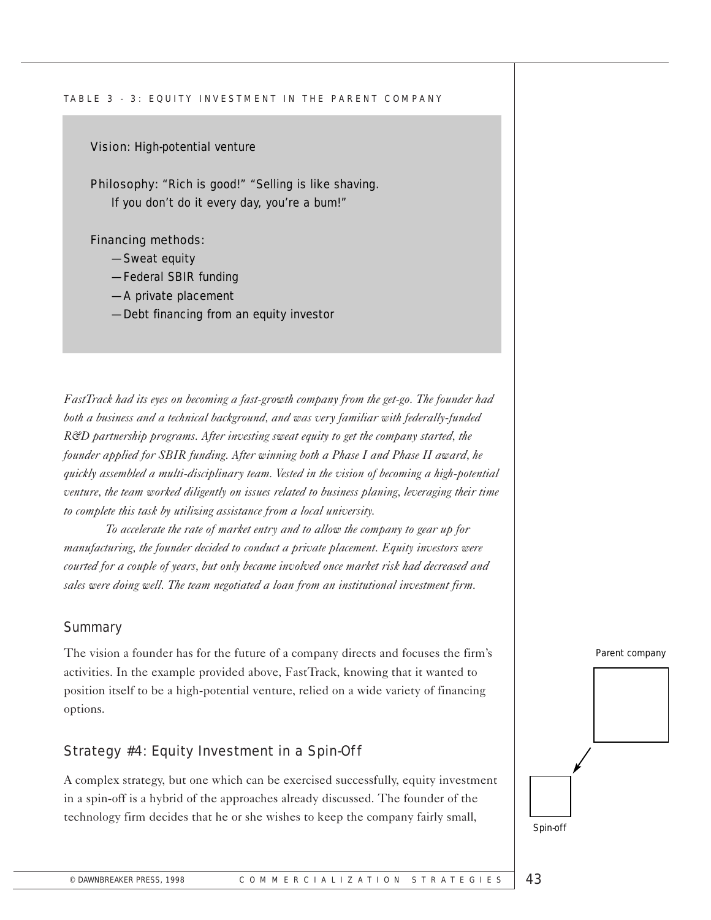TABLE 3 - 3: EQUITY INVESTMENT IN THE PARENT COMPANY

> Vision: High-potential venture
>
> Philosophy: "Rich is good!" "Selling is like shaving. If you don't do it every day, you're a bum!"
>
> Financing methods:
> — Sweat equity
> — Federal SBIR funding
> — A private placement
> — Debt financing from an equity investor

*FastTrack had its eyes on becoming a fast-growth company from the get-go. The founder had both a business and a technical background, and was very familiar with federally-funded R&D partnership programs. After investing sweat equity to get the company started, the founder applied for SBIR funding. After winning both a Phase I and Phase II award, he quickly assembled a multi-disciplinary team. Vested in the vision of becoming a high-potential venture, the team worked diligently on issues related to business planing, leveraging their time to complete this task by utilizing assistance from a local university.*

*To accelerate the rate of market entry and to allow the company to gear up for manufacturing, the founder decided to conduct a private placement. Equity investors were courted for a couple of years, but only became involved once market risk had decreased and sales were doing well. The team negotiated a loan from an institutional investment firm.*

## Summary

The vision a founder has for the future of a company directs and focuses the firm's activities. In the example provided above, FastTrack, knowing that it wanted to position itself to be a high-potential venture, relied on a wide variety of financing options.

## Strategy #4: Equity Investment in a Spin-Off

Parent company

Spin-off

A complex strategy, but one which can be exercised successfully, equity investment in a spin-off is a hybrid of the approaches already discussed. The founder of the technology firm decides that he or she wishes to keep the company fairly small,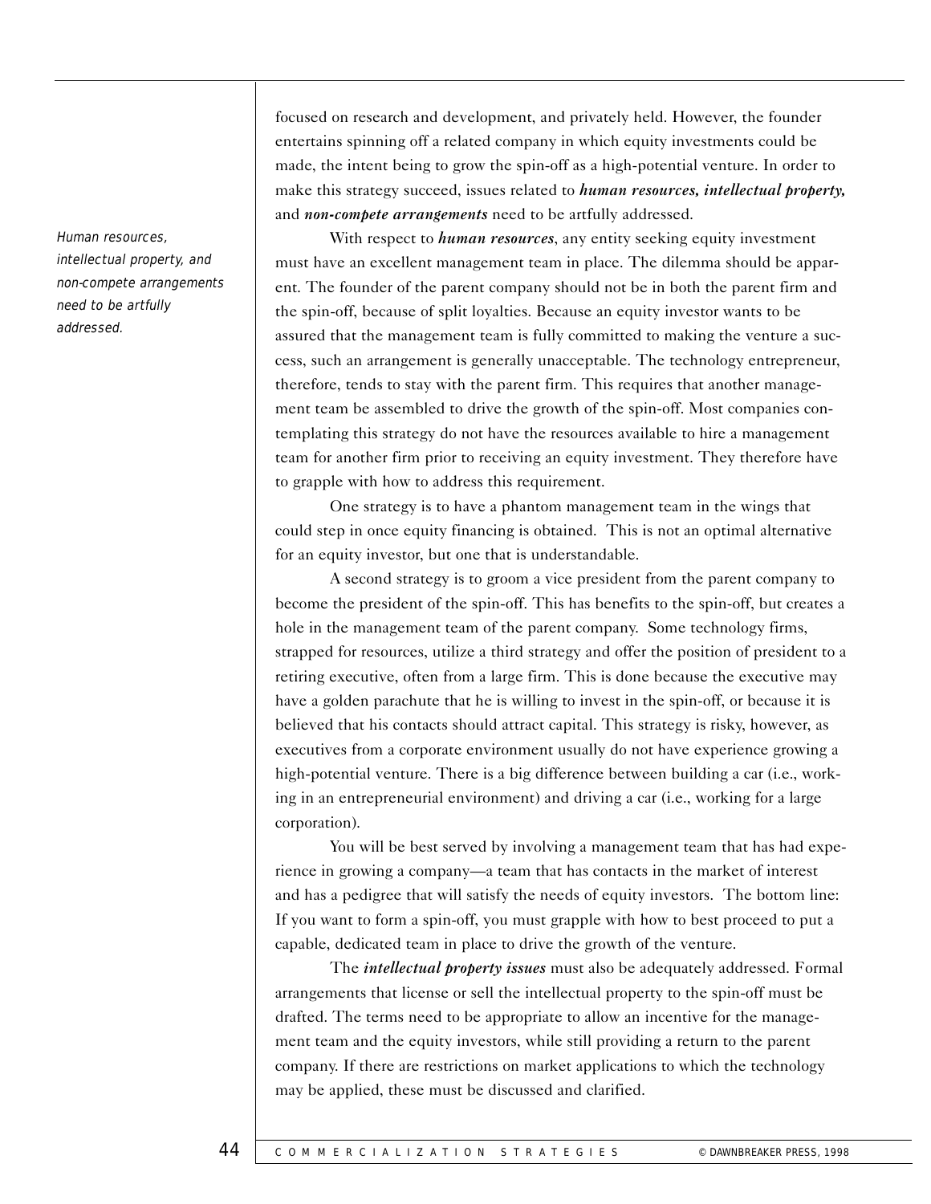focused on research and development, and privately held. However, the founder entertains spinning off a related company in which equity investments could be made, the intent being to grow the spin-off as a high-potential venture. In order to make this strategy succeed, issues related to ***human resources, intellectual property,*** and ***non-compete arrangements*** need to be artfully addressed.

*Human resources, intellectual property, and non-compete arrangements need to be artfully addressed.*

With respect to ***human resources***, any entity seeking equity investment must have an excellent management team in place. The dilemma should be apparent. The founder of the parent company should not be in both the parent firm and the spin-off, because of split loyalties. Because an equity investor wants to be assured that the management team is fully committed to making the venture a success, such an arrangement is generally unacceptable. The technology entrepreneur, therefore, tends to stay with the parent firm. This requires that another management team be assembled to drive the growth of the spin-off. Most companies contemplating this strategy do not have the resources available to hire a management team for another firm prior to receiving an equity investment. They therefore have to grapple with how to address this requirement.

One strategy is to have a phantom management team in the wings that could step in once equity financing is obtained. This is not an optimal alternative for an equity investor, but one that is understandable.

A second strategy is to groom a vice president from the parent company to become the president of the spin-off. This has benefits to the spin-off, but creates a hole in the management team of the parent company. Some technology firms, strapped for resources, utilize a third strategy and offer the position of president to a retiring executive, often from a large firm. This is done because the executive may have a golden parachute that he is willing to invest in the spin-off, or because it is believed that his contacts should attract capital. This strategy is risky, however, as executives from a corporate environment usually do not have experience growing a high-potential venture. There is a big difference between building a car (i.e., working in an entrepreneurial environment) and driving a car (i.e., working for a large corporation).

You will be best served by involving a management team that has had experience in growing a company—a team that has contacts in the market of interest and has a pedigree that will satisfy the needs of equity investors. The bottom line: If you want to form a spin-off, you must grapple with how to best proceed to put a capable, dedicated team in place to drive the growth of the venture.

The ***intellectual property issues*** must also be adequately addressed. Formal arrangements that license or sell the intellectual property to the spin-off must be drafted. The terms need to be appropriate to allow an incentive for the management team and the equity investors, while still providing a return to the parent company. If there are restrictions on market applications to which the technology may be applied, these must be discussed and clarified.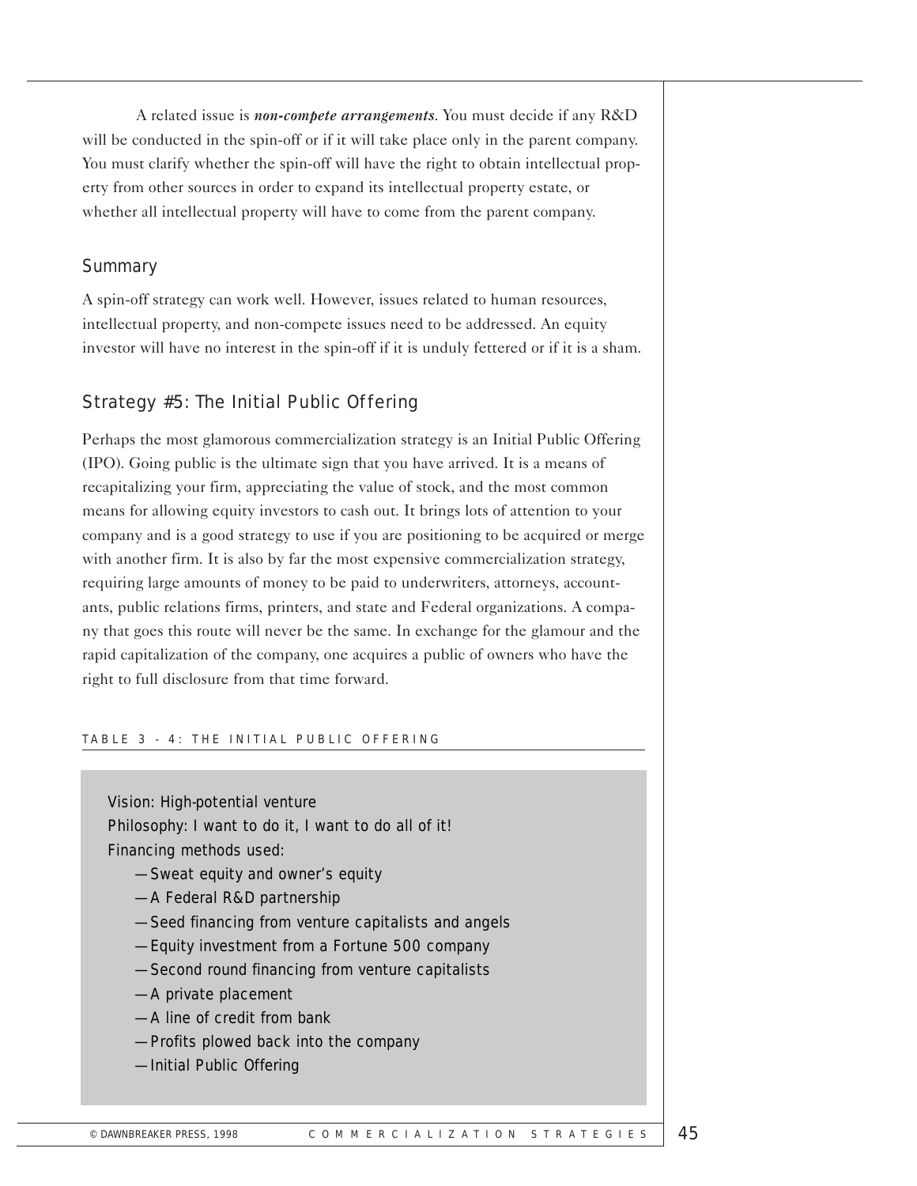A related issue is ***non-compete arrangements***. You must decide if any R&D will be conducted in the spin-off or if it will take place only in the parent company. You must clarify whether the spin-off will have the right to obtain intellectual property from other sources in order to expand its intellectual property estate, or whether all intellectual property will have to come from the parent company.

### Summary

A spin-off strategy can work well. However, issues related to human resources, intellectual property, and non-compete issues need to be addressed. An equity investor will have no interest in the spin-off if it is unduly fettered or if it is a sham.

## Strategy #5: The Initial Public Offering

Perhaps the most glamorous commercialization strategy is an Initial Public Offering (IPO). Going public is the ultimate sign that you have arrived. It is a means of recapitalizing your firm, appreciating the value of stock, and the most common means for allowing equity investors to cash out. It brings lots of attention to your company and is a good strategy to use if you are positioning to be acquired or merge with another firm. It is also by far the most expensive commercialization strategy, requiring large amounts of money to be paid to underwriters, attorneys, accountants, public relations firms, printers, and state and Federal organizations. A company that goes this route will never be the same. In exchange for the glamour and the rapid capitalization of the company, one acquires a public of owners who have the right to full disclosure from that time forward.

TABLE 3 - 4: THE INITIAL PUBLIC OFFERING

Vision: High-potential venture
Philosophy: I want to do it, I want to do all of it!
Financing methods used:

- —Sweat equity and owner's equity
- —A Federal R&D partnership
- —Seed financing from venture capitalists and angels
- —Equity investment from a Fortune 500 company
- —Second round financing from venture capitalists
- —A private placement
- —A line of credit from bank
- —Profits plowed back into the company
- —Initial Public Offering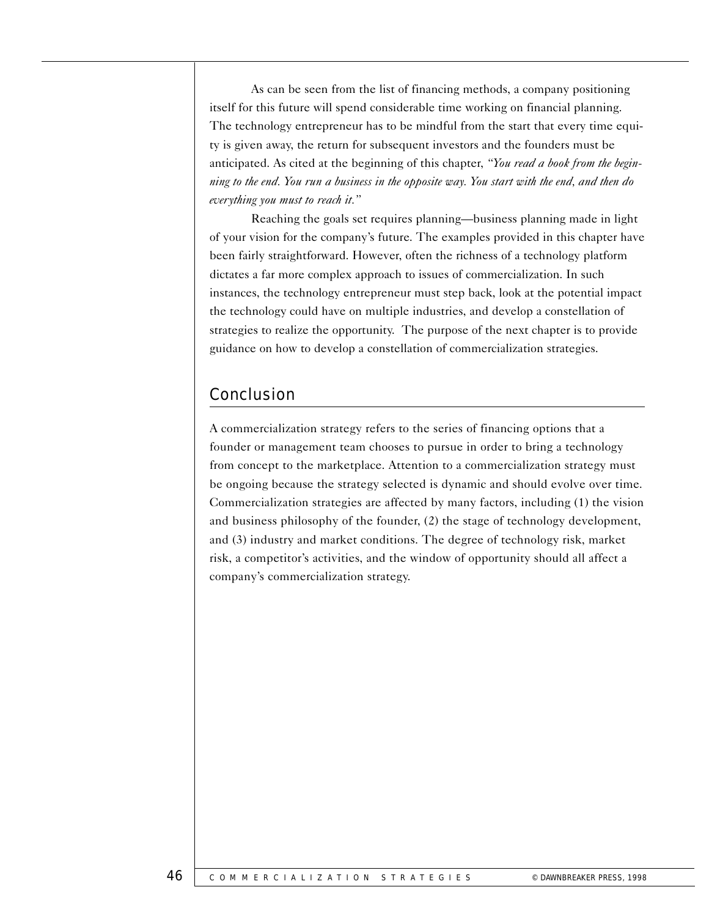As can be seen from the list of financing methods, a company positioning itself for this future will spend considerable time working on financial planning. The technology entrepreneur has to be mindful from the start that every time equity is given away, the return for subsequent investors and the founders must be anticipated. As cited at the beginning of this chapter, *"You read a book from the beginning to the end. You run a business in the opposite way. You start with the end, and then do everything you must to reach it."*

Reaching the goals set requires planning—business planning made in light of your vision for the company's future. The examples provided in this chapter have been fairly straightforward. However, often the richness of a technology platform dictates a far more complex approach to issues of commercialization. In such instances, the technology entrepreneur must step back, look at the potential impact the technology could have on multiple industries, and develop a constellation of strategies to realize the opportunity. The purpose of the next chapter is to provide guidance on how to develop a constellation of commercialization strategies.

## Conclusion

A commercialization strategy refers to the series of financing options that a founder or management team chooses to pursue in order to bring a technology from concept to the marketplace. Attention to a commercialization strategy must be ongoing because the strategy selected is dynamic and should evolve over time. Commercialization strategies are affected by many factors, including (1) the vision and business philosophy of the founder, (2) the stage of technology development, and (3) industry and market conditions. The degree of technology risk, market risk, a competitor's activities, and the window of opportunity should all affect a company's commercialization strategy.